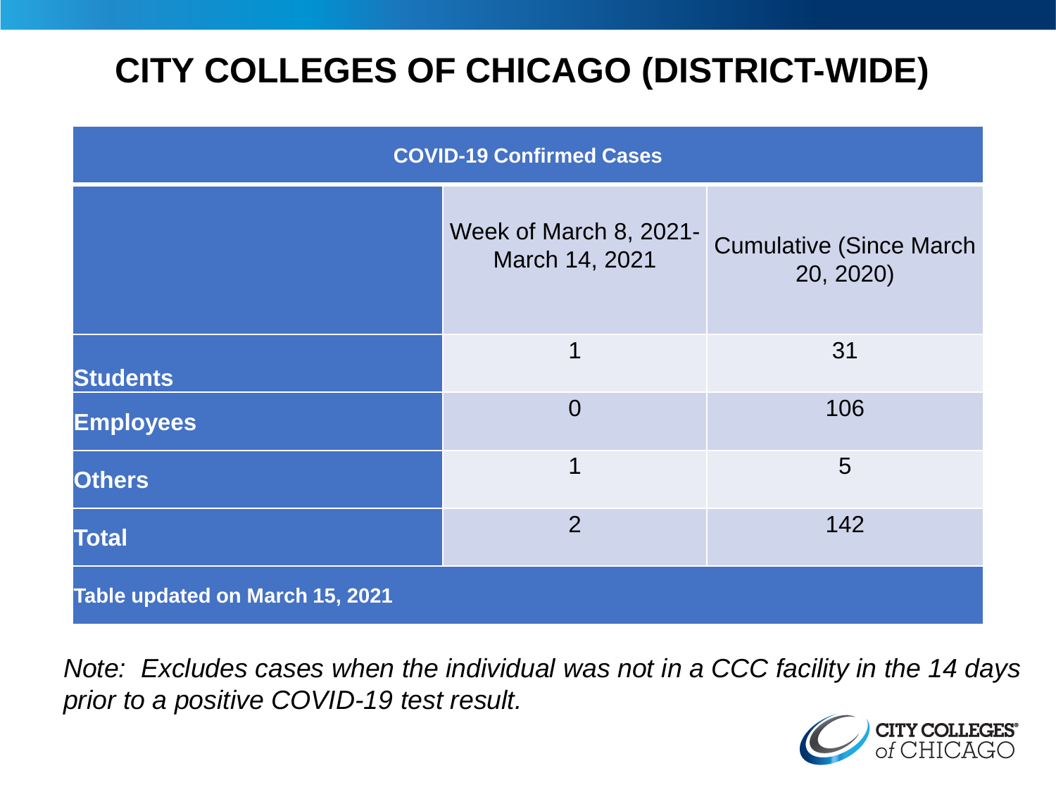# CITY COLLEGES OF CHICAGO (DISTRICT-WIDE)

| COVID-19 Confirmed Cases | | |
|---|---|---|
| | Week of March 8, 2021-March 14, 2021 | Cumulative (Since March 20, 2020) |
| **Students** | 1 | 31 |
| **Employees** | 0 | 106 |
| **Others** | 1 | 5 |
| **Total** | 2 | 142 |
| **Table updated on March 15, 2021** | | |

*Note: Excludes cases when the individual was not in a CCC facility in the 14 days prior to a positive COVID-19 test result.*

CITY COLLEGES of CHICAGO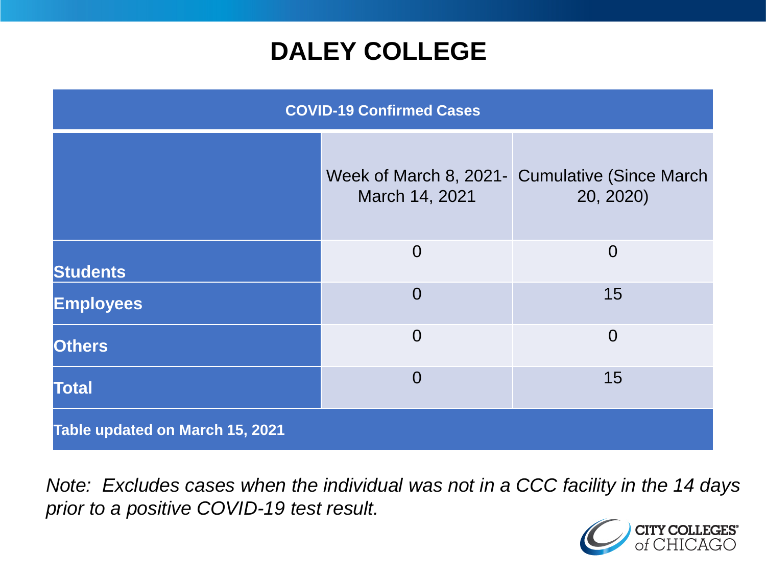# DALEY COLLEGE

| COVID-19 Confirmed Cases | | |
|---|---|---|
| | Week of March 8, 2021- March 14, 2021 | Cumulative (Since March 20, 2020) |
| **Students** | 0 | 0 |
| **Employees** | 0 | 15 |
| **Others** | 0 | 0 |
| **Total** | 0 | 15 |
| **Table updated on March 15, 2021** | | |

*Note: Excludes cases when the individual was not in a CCC facility in the 14 days prior to a positive COVID-19 test result.*

CITY COLLEGES of CHICAGO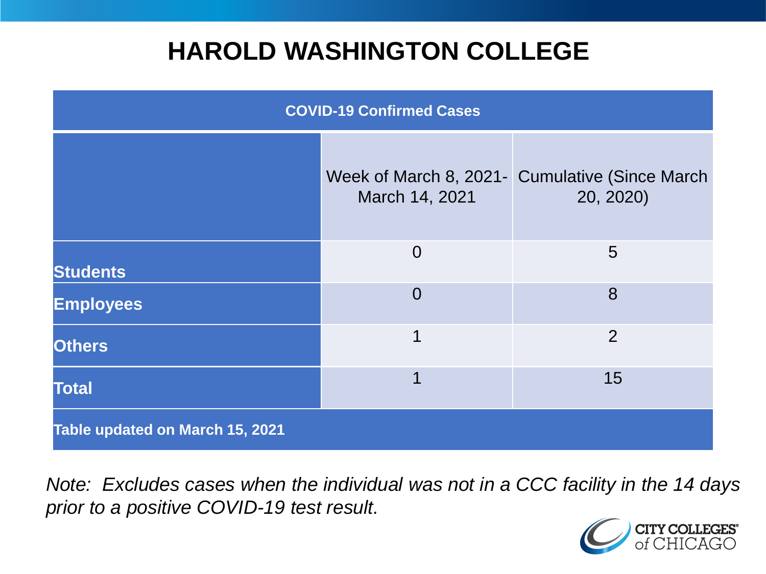# HAROLD WASHINGTON COLLEGE

| COVID-19 Confirmed Cases | | |
|---|---|---|
| | Week of March 8, 2021- March 14, 2021 | Cumulative (Since March 20, 2020) |
| **Students** | 0 | 5 |
| **Employees** | 0 | 8 |
| **Others** | 1 | 2 |
| **Total** | 1 | 15 |
| **Table updated on March 15, 2021** | | |

*Note: Excludes cases when the individual was not in a CCC facility in the 14 days prior to a positive COVID-19 test result.*

CITY COLLEGES of CHICAGO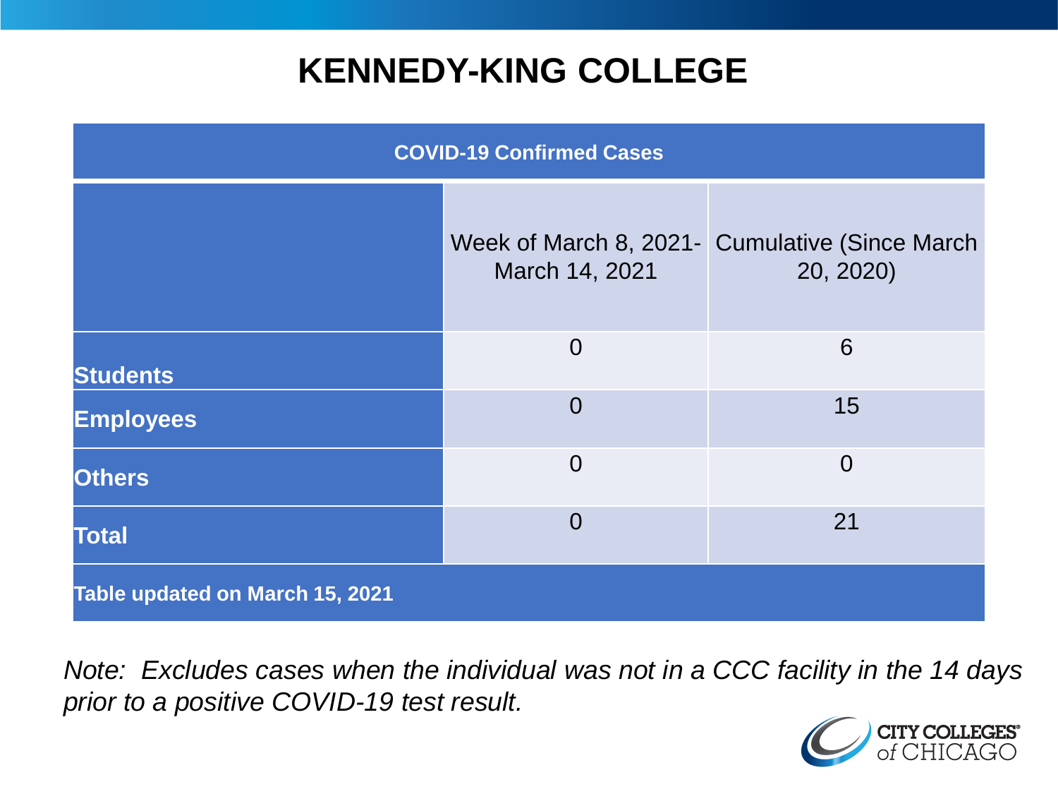# KENNEDY-KING COLLEGE

| COVID-19 Confirmed Cases | | |
|---|---|---|
| | Week of March 8, 2021- March 14, 2021 | Cumulative (Since March 20, 2020) |
| **Students** | 0 | 6 |
| **Employees** | 0 | 15 |
| **Others** | 0 | 0 |
| **Total** | 0 | 21 |
| **Table updated on March 15, 2021** | | |

*Note: Excludes cases when the individual was not in a CCC facility in the 14 days prior to a positive COVID-19 test result.*

CITY COLLEGES of CHICAGO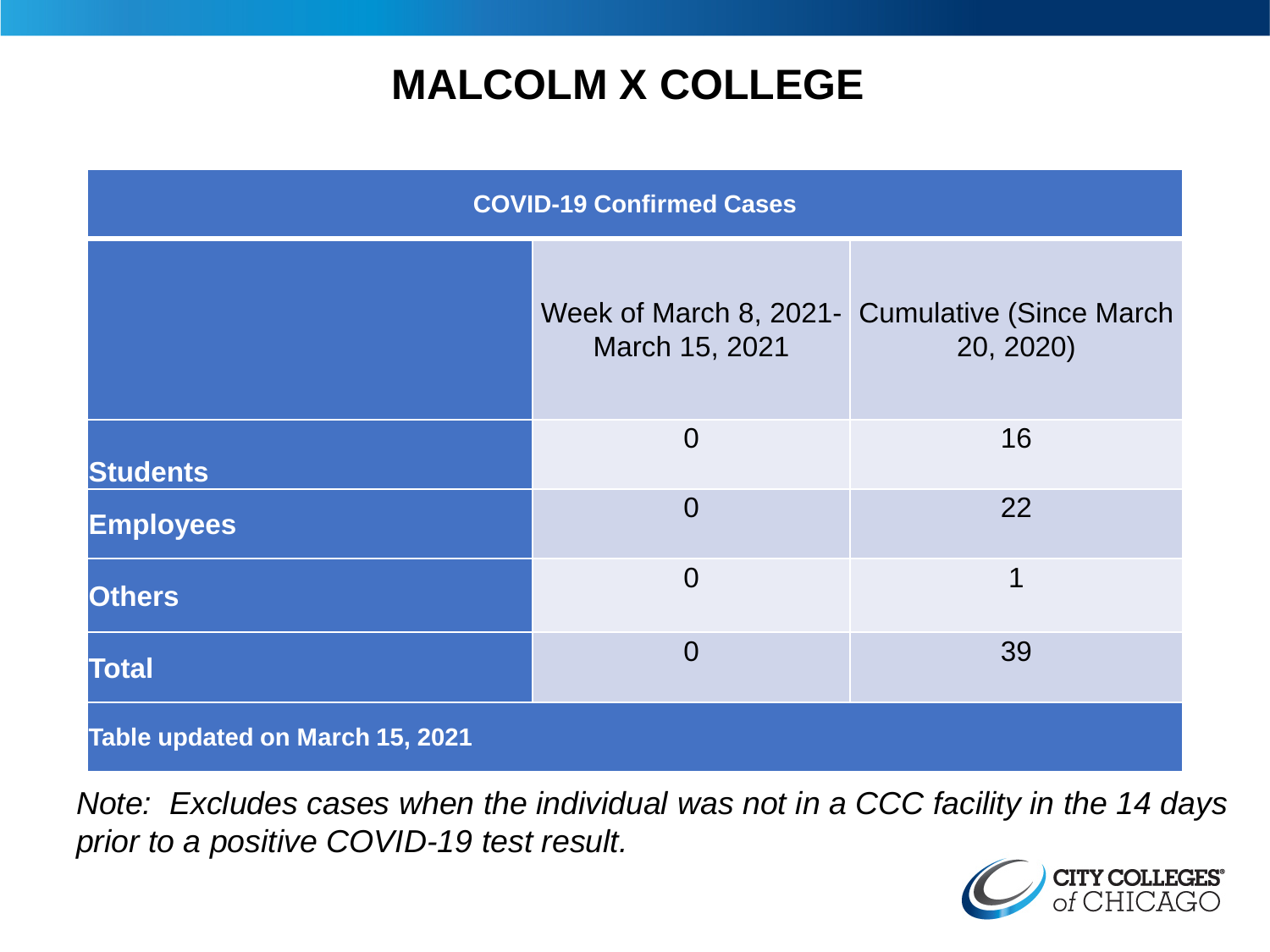# MALCOLM X COLLEGE

| COVID-19 Confirmed Cases | | |
|---|---|---|
| | Week of March 8, 2021- March 15, 2021 | Cumulative (Since March 20, 2020) |
| **Students** | 0 | 16 |
| **Employees** | 0 | 22 |
| **Others** | 0 | 1 |
| **Total** | 0 | 39 |
| **Table updated on March 15, 2021** | | |

*Note: Excludes cases when the individual was not in a CCC facility in the 14 days prior to a positive COVID-19 test result.*

CITY COLLEGES of CHICAGO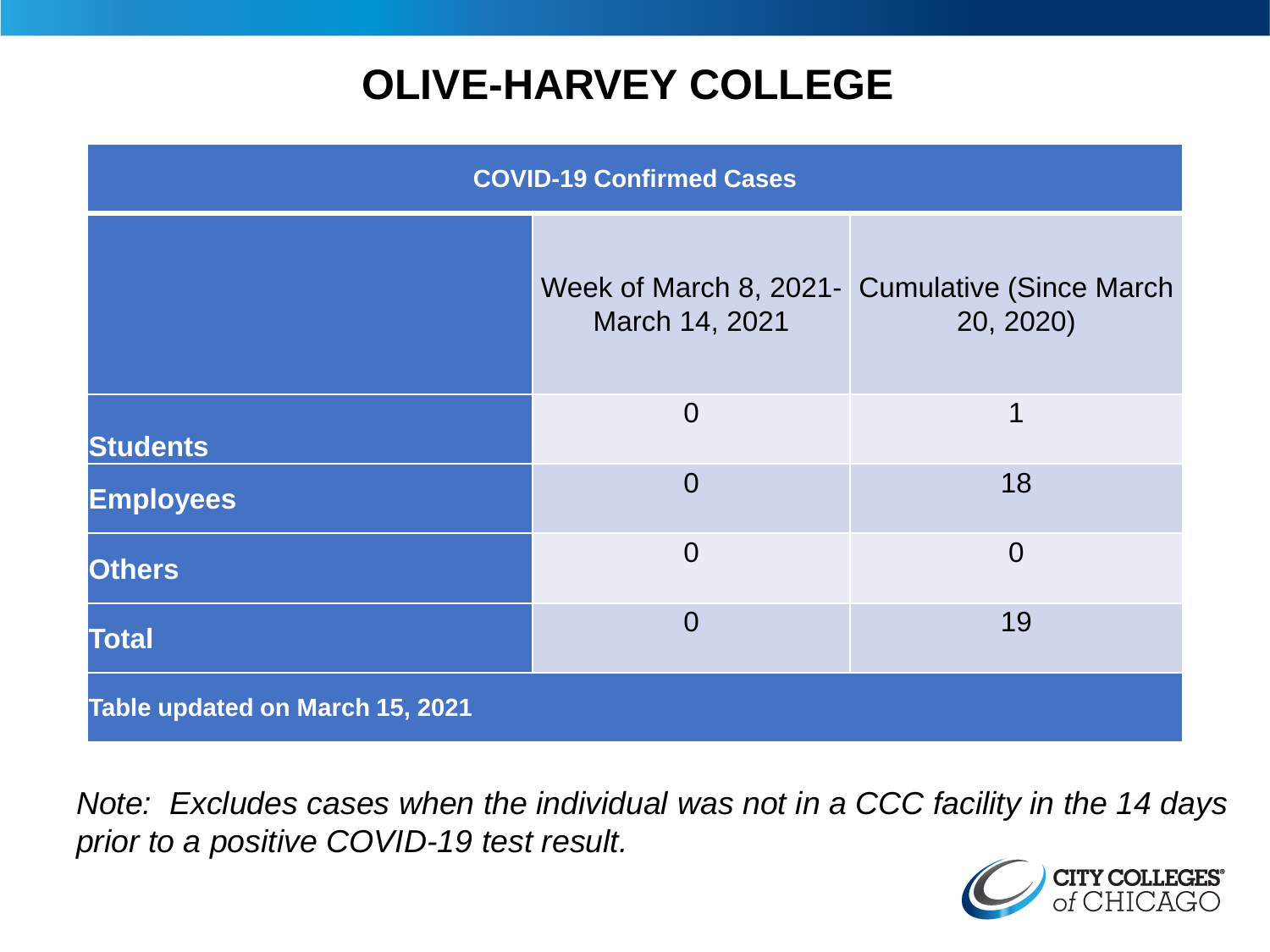# OLIVE-HARVEY COLLEGE

| COVID-19 Confirmed Cases | | |
|---|---|---|
| | Week of March 8, 2021- March 14, 2021 | Cumulative (Since March 20, 2020) |
| **Students** | 0 | 1 |
| **Employees** | 0 | 18 |
| **Others** | 0 | 0 |
| **Total** | 0 | 19 |
| **Table updated on March 15, 2021** | | |

*Note: Excludes cases when the individual was not in a CCC facility in the 14 days prior to a positive COVID-19 test result.*

CITY COLLEGES of CHICAGO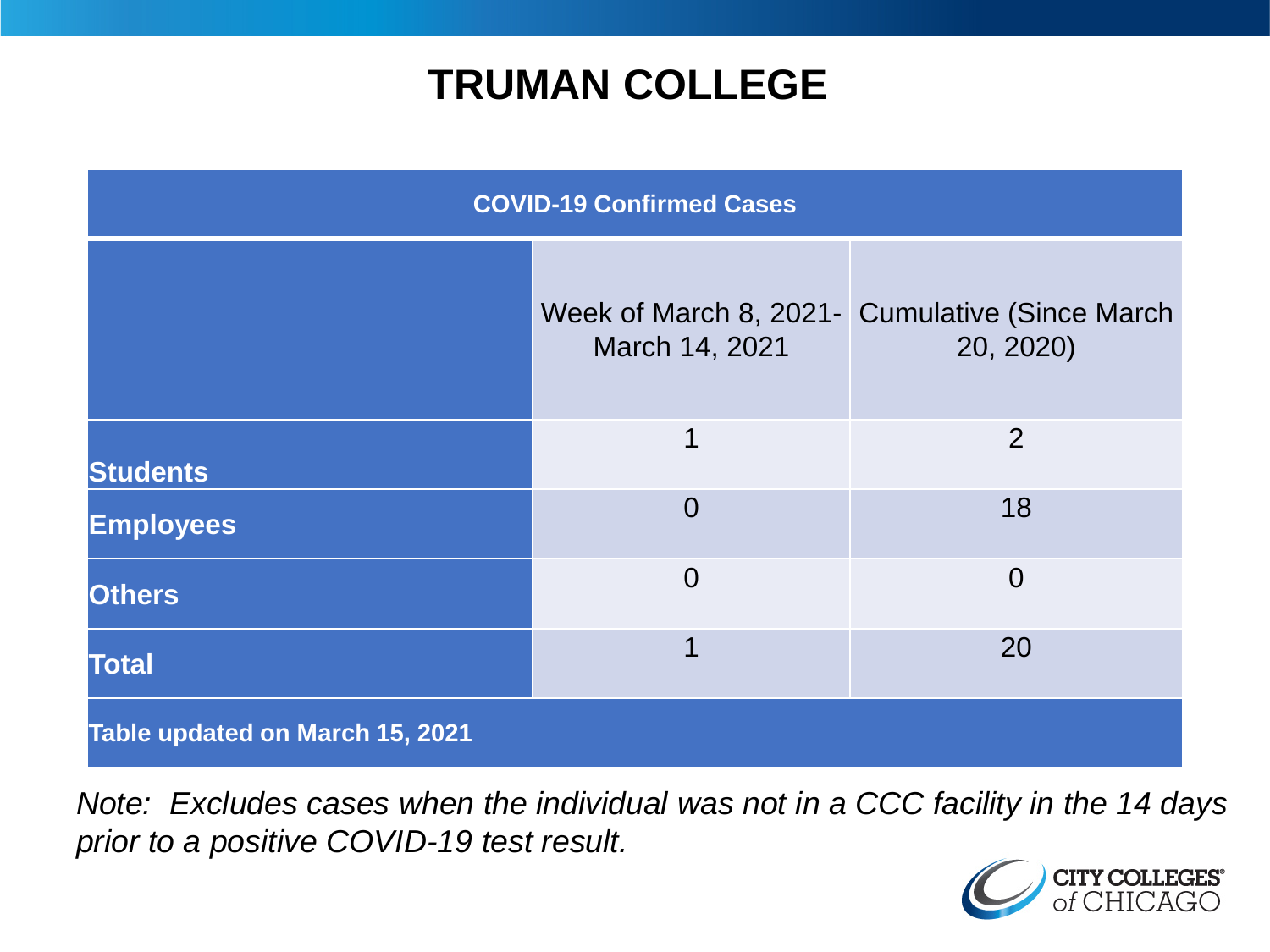# TRUMAN COLLEGE

| COVID-19 Confirmed Cases | | |
|---|---|---|
| | Week of March 8, 2021- March 14, 2021 | Cumulative (Since March 20, 2020) |
| **Students** | 1 | 2 |
| **Employees** | 0 | 18 |
| **Others** | 0 | 0 |
| **Total** | 1 | 20 |
| **Table updated on March 15, 2021** | | |

*Note: Excludes cases when the individual was not in a CCC facility in the 14 days prior to a positive COVID-19 test result.*

CITY COLLEGES of CHICAGO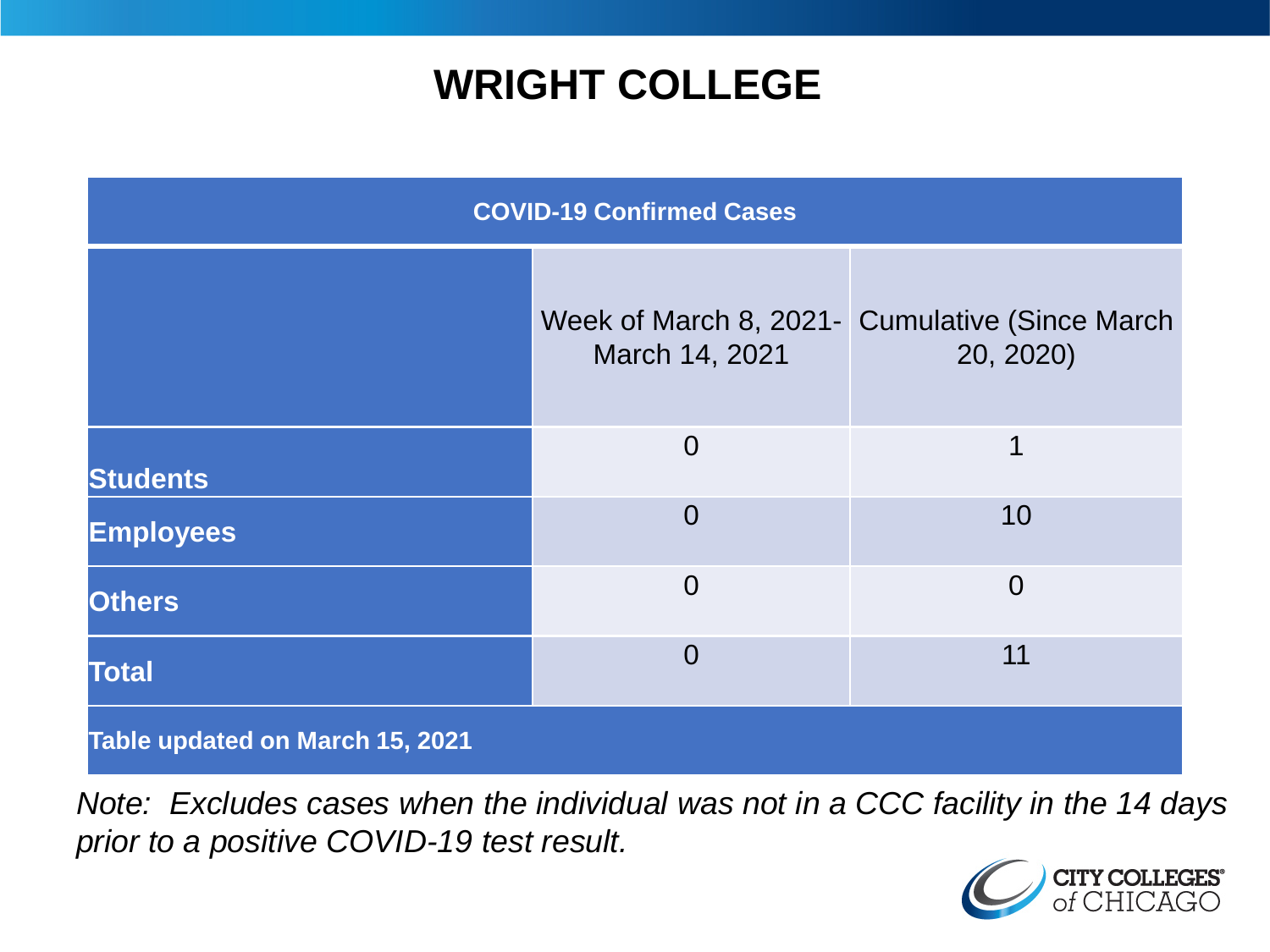# WRIGHT COLLEGE

| COVID-19 Confirmed Cases | | |
|---|---|---|
| | Week of March 8, 2021- March 14, 2021 | Cumulative (Since March 20, 2020) |
| **Students** | 0 | 1 |
| **Employees** | 0 | 10 |
| **Others** | 0 | 0 |
| **Total** | 0 | 11 |
| **Table updated on March 15, 2021** | | |

*Note: Excludes cases when the individual was not in a CCC facility in the 14 days prior to a positive COVID-19 test result.*

CITY COLLEGES of CHICAGO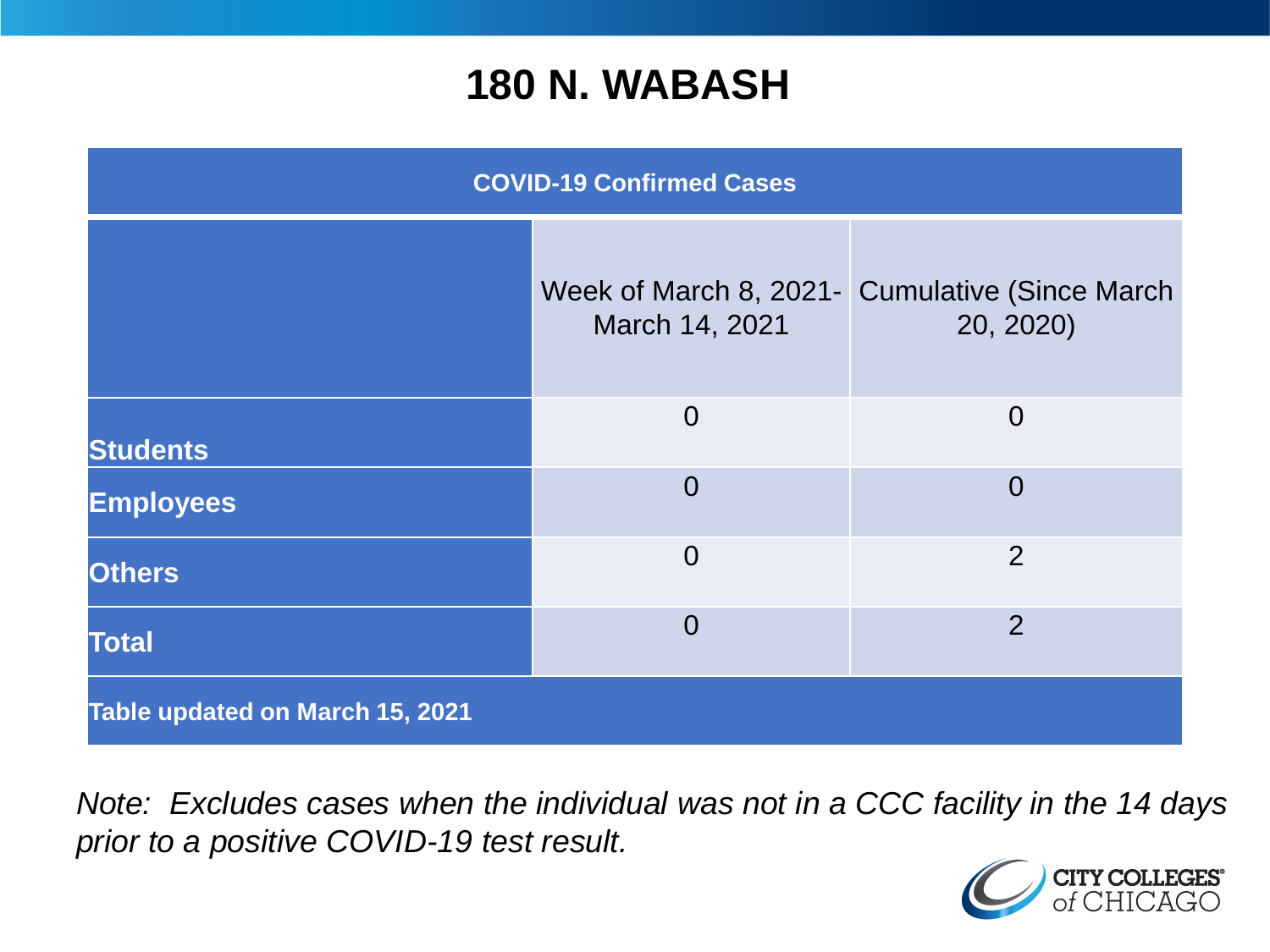# 180 N. WABASH

| COVID-19 Confirmed Cases | | |
|---|---|---|
| | Week of March 8, 2021- March 14, 2021 | Cumulative (Since March 20, 2020) |
| **Students** | 0 | 0 |
| **Employees** | 0 | 0 |
| **Others** | 0 | 2 |
| **Total** | 0 | 2 |
| **Table updated on March 15, 2021** | | |

*Note: Excludes cases when the individual was not in a CCC facility in the 14 days prior to a positive COVID-19 test result.*

CITY COLLEGES of CHICAGO